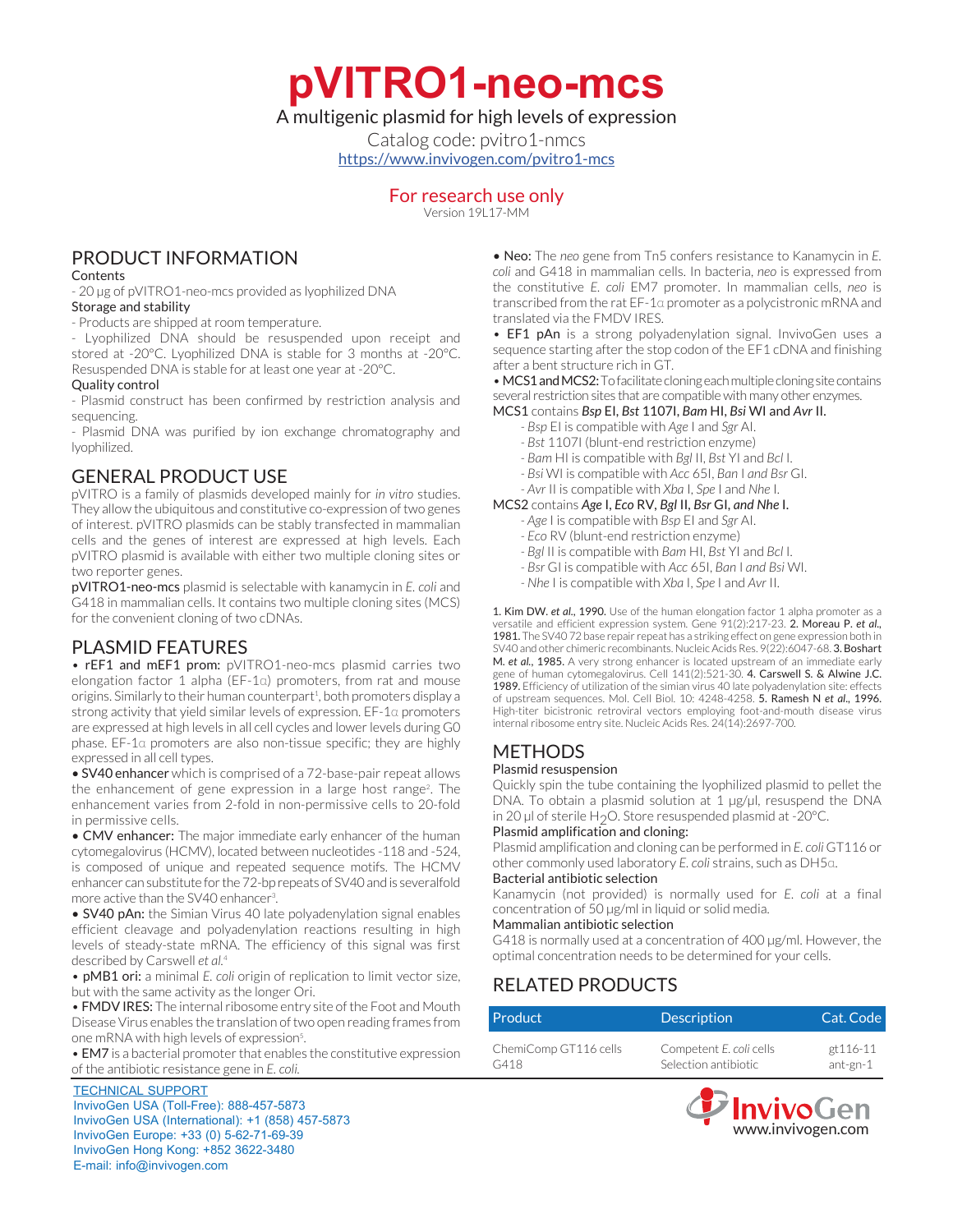# pVITRO1-neo-mcs

A multigenic plasmid for high levels of expression

Catalog code: pvitro1-nmcs

https://www.invivogen.com/pvitro1-mcs

For research use only

Version 19L17-MM

## PRODUCT INFORMATION

### Contents

- 20 µg of pVITRO1-neo-mcs provided as lyophilized DNA

### Storage and stability

- Products are shipped at room temperature.
- Lyophilized DNA should be resuspended upon receipt and stored at -20°C. Lyophilized DNA is stable for 3 months at -20°C. Resuspended DNA is stable for at least one year at -20°C.

### Quality control

- Plasmid construct has been confirmed by restriction analysis and sequencing.
- Plasmid DNA was purified by ion exchange chromatography and lyophilized.

## GENERAL PRODUCT USE

pVITRO is a family of plasmids developed mainly for *in vitro* studies. They allow the ubiquitous and constitutive co-expression of two genes of interest. pVITRO plasmids can be stably transfected in mammalian cells and the genes of interest are expressed at high levels. Each pVITRO plasmid is available with either two multiple cloning sites or two reporter genes.

**pVITRO1-neo-mcs** plasmid is selectable with kanamycin in *E. coli* and G418 in mammalian cells. It contains two multiple cloning sites (MCS) for the convenient cloning of two cDNAs.

## PLASMID FEATURES

• **rEF1 and mEF1 prom:** pVITRO1-neo-mcs plasmid carries two elongation factor 1 alpha (EF-1α) promoters, from rat and mouse origins. Similarly to their human counterpart[1], both promoters display a strong activity that yield similar levels of expression. EF-1α promoters are expressed at high levels in all cell cycles and lower levels during G0 phase. EF-1α promoters are also non-tissue specific; they are highly expressed in all cell types.

• **SV40 enhancer** which is comprised of a 72-base-pair repeat allows the enhancement of gene expression in a large host range[2]. The enhancement varies from 2-fold in non-permissive cells to 20-fold in permissive cells.

• **CMV enhancer:** The major immediate early enhancer of the human cytomegalovirus (HCMV), located between nucleotides -118 and -524, is composed of unique and repeated sequence motifs. The HCMV enhancer can substitute for the 72-bp repeats of SV40 and is severalfold more active than the SV40 enhancer[3].

• **SV40 pAn:** the Simian Virus 40 late polyadenylation signal enables efficient cleavage and polyadenylation reactions resulting in high levels of steady-state mRNA. The efficiency of this signal was first described by Carswell *et al.*[4]

• **pMB1 ori:** a minimal *E. coli* origin of replication to limit vector size, but with the same activity as the longer Ori.

• **FMDV IRES:** The internal ribosome entry site of the Foot and Mouth Disease Virus enables the translation of two open reading frames from one mRNA with high levels of expression[5].

• **EM7** is a bacterial promoter that enables the constitutive expression of the antibiotic resistance gene in *E. coli.*

• **Neo:** The *neo* gene from Tn5 confers resistance to Kanamycin in *E. coli* and G418 in mammalian cells. In bacteria, *neo* is expressed from the constitutive *E. coli* EM7 promoter. In mammalian cells, *neo* is transcribed from the rat EF-1α promoter as a polycistronic mRNA and translated via the FMDV IRES.

• **EF1 pAn** is a strong polyadenylation signal. InvivoGen uses a sequence starting after the stop codon of the EF1 cDNA and finishing after a bent structure rich in GT.

• **MCS1 and MCS2:** To facilitate cloning each multiple cloning site contains several restriction sites that are compatible with many other enzymes.

MCS1 contains ***Bsp*** **EI**, ***Bst*** **1107I**, ***Bam*** **HI**, ***Bsi*** **WI** and ***Avr*** **II**.

- *Bsp* EI is compatible with *Age* I and *Sgr* AI.
- *Bst* 1107I (blunt-end restriction enzyme)
- *Bam* HI is compatible with *Bgl* II, *Bst* YI and *Bcl* I.
- *Bsi* WI is compatible with *Acc* 65I, *Ban* I *and Bsr* GI.
- *Avr* II is compatible with *Xba* I, *Spe* I and *Nhe* I.

MCS2 contains ***Age*** **I**, ***Eco*** **RV**, ***Bgl*** **II**, ***Bsr*** **GI**, ***and Nhe*** **I**.

- *Age* I is compatible with *Bsp* EI and *Sgr* AI.
- *Eco* RV (blunt-end restriction enzyme)
- *Bgl* II is compatible with *Bam* HI, *Bst* YI and *Bcl* I.
- *Bsr* GI is compatible with *Acc* 65I, *Ban* I and *Bsi* WI.
- *Nhe* I is compatible with *Xba* I, *Spe* I and *Avr* II.

**1. Kim DW. *et al.*, 1990.** Use of the human elongation factor 1 alpha promoter as a versatile and efficient expression system. Gene 91(2):217-23. **2. Moreau P. *et al.*, 1981.** The SV40 72 base repair repeat has a striking effect on gene expression both in SV40 and other chimeric recombinants. Nucleic Acids Res. 9(22):6047-68. **3. Boshart M. *et al.*, 1985.** A very strong enhancer is located upstream of an immediate early gene of human cytomegalovirus. Cell 141(2):521-30. **4. Carswell S. & Alwine J.C. 1989.** Efficiency of utilization of the simian virus 40 late polyadenylation site: effects of upstream sequences. Mol. Cell Biol. 10: 4248-4258. **5. Ramesh N *et al.*, 1996.** High-titer bicistronic retroviral vectors employing foot-and-mouth disease virus internal ribosome entry site. Nucleic Acids Res. 24(14):2697-700.

## METHODS

### Plasmid resuspension

Quickly spin the tube containing the lyophilized plasmid to pellet the DNA. To obtain a plasmid solution at 1 µg/µl, resuspend the DNA in 20 µl of sterile $H_2O$. Store resuspended plasmid at -20°C.

### Plasmid amplification and cloning:

Plasmid amplification and cloning can be performed in *E. coli* GT116 or other commonly used laboratory *E. coli* strains, such as DH5α.

### Bacterial antibiotic selection

Kanamycin (not provided) is normally used for *E. coli* at a final concentration of 50 µg/ml in liquid or solid media.

### Mammalian antibiotic selection

G418 is normally used at a concentration of 400 µg/ml. However, the optimal concentration needs to be determined for your cells.

## RELATED PRODUCTS

| Product | Description | Cat. Code |
|---|---|---|
| ChemiComp GT116 cells | Competent *E. coli* cells | gt116-11 |
| G418 | Selection antibiotic | ant-gn-1 |

TECHNICAL SUPPORT
InvivoGen USA (Toll-Free): 888-457-5873
InvivoGen USA (International): +1 (858) 457-5873
InvivoGen Europe: +33 (0) 5-62-71-69-39
InvivoGen Hong Kong: +852 3622-3480
E-mail: info@invivogen.com

InvivoGen
www.invivogen.com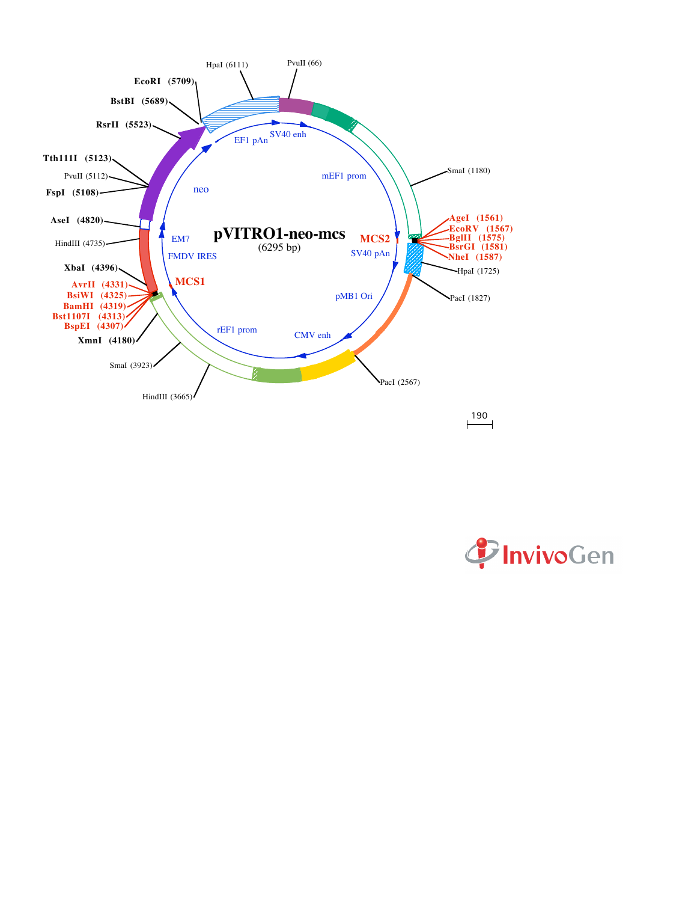pVITRO1-neo-mcs
(6295 bp)

PvuII (66)
HpaI (6111)
EcoRI (5709)
BstBI (5689)
RsrII (5523)
Tth111I (5123)
PvuII (5112)
FspI (5108)
AseI (4820)
HindIII (4735)
XbaI (4396)
AvrII (4331)
BsiWI (4325)
BamHI (4319)
Bst1107I (4313)
BspEI (4307)
XmnI (4180)
SmaI (3923)
HindIII (3665)
PacI (2567)
PacI (1827)
HpaI (1725)
NheI (1587)
BsrGI (1581)
BglII (1575)
EcoRV (1567)
AgeI (1561)
SmaI (1180)

SV40 enh
EF1 pAn
mEF1 prom
neo
MCS2
SV40 pAn
EM7
FMDV IRES
MCS1
pMB1 Ori
rEF1 prom
CMV enh

190

InvivoGen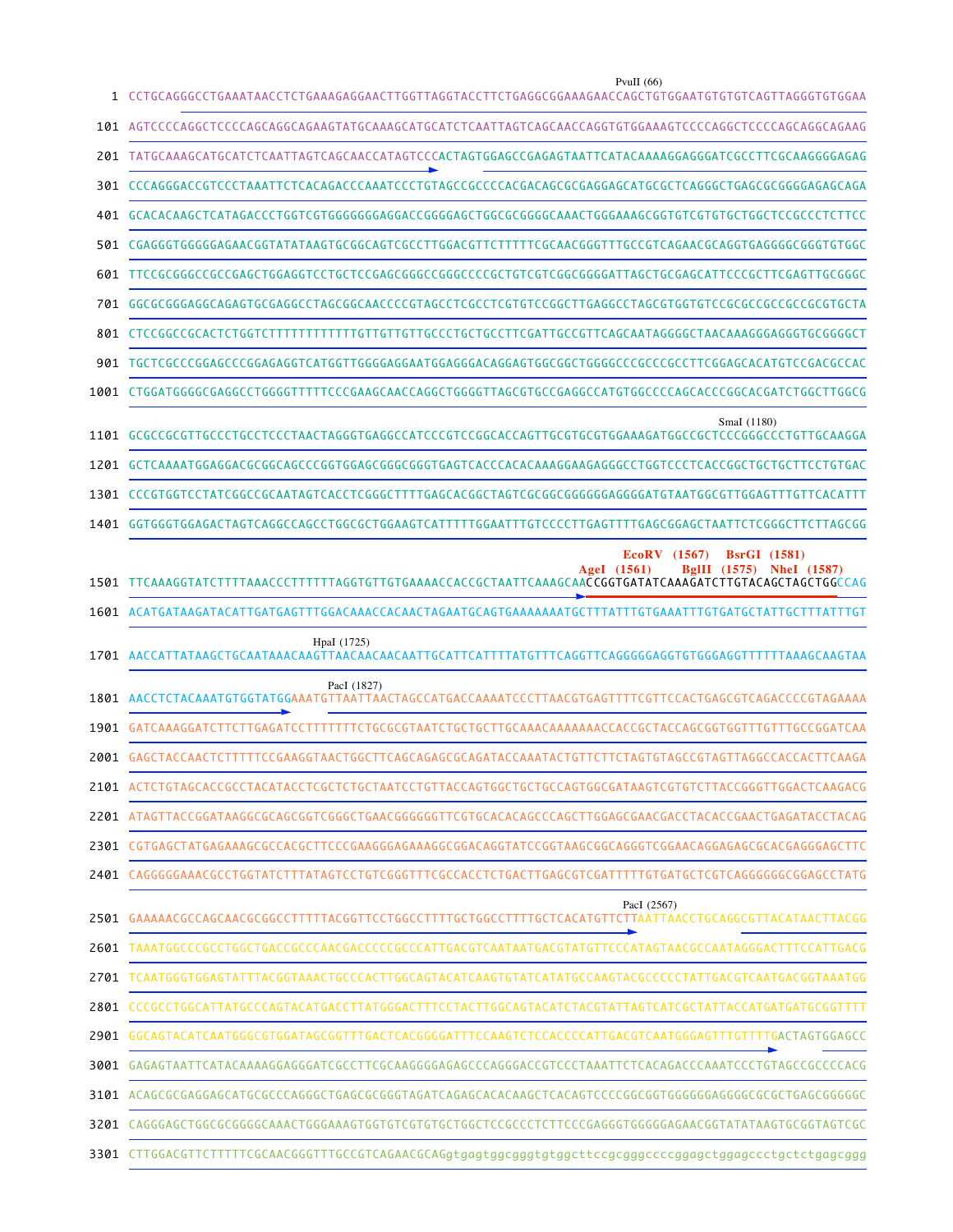```
                                                                                   PvuII (66)
1    CCTGCAGGGCCTGAAATAACCTCTGAAAGAGGAACTTGGTTAGGTACCTTCTGAGGCGGAAAGAACCAGCTGTGGAATGTGTGTCAGTTAGGGTGTGGAA

101  AGTCCCCAGGCTCCCCAGCAGGCAGAAGTATGCAAAGCATGCATCTCAATTAGTCAGCAACCAGGTGTGGAAAGTCCCCAGGCTCCCCAGCAGGCAGAAG

201  TATGCAAAGCATGCATCTCAATTAGTCAGCAACCATAGTCCCACTAGTGGAGCCGAGAGTAATTCATACAAAAGGAGGGATCGCCTTCGCAAGGGGAGAG

301  CCCAGGGACCGTCCCTAAATTCTCACAGACCCAAATCCCTGTAGCCGCCCCACGACAGCGCGAGGAGCATGCGCTCAGGGCTGAGCGCGGGGAGAGCAGA

401  GCACACAAGCTCATAGACCCTGGTCGTGGGGGGGAGGACCGGGGAGCTGGCGCGGGGCAAACTGGGAAAGCGGTGTCGTGTGCTGGCTCCGCCCTCTTCC

501  CGAGGGTGGGGGAGAACGGTATATAAGTGCGGCAGTCGCCTTGGACGTTCTTTTTCGCAACGGGTTTGCCGTCAGAACGCAGGTGAGGGGCGGGTGTGGC

601  TTCCGCGGGCCGCCGAGCTGGAGGTCCTGCTCCGAGCGGGCCGGGCCCCGCTGTCGTCGGCGGGGATTAGCTGCGAGCATTCCCGCTTCGAGTTGCGGGC

701  GGCGCGGGAGGCAGAGTGCGAGGCCTAGCGGCAACCCCGTAGCCTCGCCTCGTGTCCGGCTTGAGGCCTAGCGTGGTGTCCGCGCCGCCGCCGCGTGCTA

801  CTCCGGCCGCACTCTGGTCTTTTTTTTTTTTGTTGTTGTTGCCCTGCTGCCTTCGATTGCCGTTCAGCAATAGGGGCTAACAAAGGGAGGGTGCGGGGCT

901  TGCTCGCCCGGAGCCCGGAGAGGTCATGGTTGGGGAGGAATGGAGGGACAGGAGTGGCGGCTGGGGCCCGCCCGCCTTCGGAGCACATGTCCGACGCCAC

1001 CTGGATGGGGCGAGGCCTGGGGTTTTTCCCGAAGCAACCAGGCTGGGGTTAGCGTGCCGAGGCCATGTGGCCCCAGCACCCGGCACGATCTGGCTTGGCG

                                                                                          SmaI (1180)
1101 GCGCCGCGTTGCCCTGCCTCCCTAACTAGGGTGAGGCCATCCCGTCCGGCACCAGTTGCGTGCGTGGAAAGATGGCCGCTCCCGGGCCCTGTTGCAAGGA

1201 GCTCAAAATGGAGGACGCGGCAGCCCGGTGGAGCGGGCGGGTGAGTCACCCACACAAAGGAAGAGGGCCTGGTCCCTCACCGGCTGCTGCTTCCTGTGAC

1301 CCCGTGGTCCTATCGGCCGCAATAGTCACCTCGGGCTTTTGAGCACGGCTAGTCGCGGCGGGGGGAGGGGATGTAATGGCGTTGGAGTTTGTTCACATTT

1401 GGTGGGTGGAGACTAGTCAGGCCAGCCTGGCGCTGGAAGTCATTTTTGGAATTTGTCCCCTTGAGTTTTGAGCGGAGCTAATTCTCGGGCTTCTTAGCGG

                                                                   EcoRV (1567)    BsrGI (1581)
                                                                 AgeI (1561)    BglII (1575)   NheI (1587)
1501 TTCAAAGGTATCTTTTAAACCCTTTTTTAGGTGTTGTGAAAACCACCGCTAATTCAAAGCAACCGGTGATATCAAAGATCTTGTACAGCTAGCTGGCCAG

1601 ACATGATAAGATACATTGATGAGTTTGGACAAACCACAACTAGAATGCAGTGAAAAAAATGCTTTATTTGTGAAATTTGTGATGCTATTGCTTTATTTGT

                                     HpaI (1725)
1701 AACCATTATAAGCTGCAATAAACAAGTTAACAACAACAATTGCATTCATTTTATGTTTCAGGTTCAGGGGGAGGTGTGGGAGGTTTTTTAAAGCAAGTAA

                                    PacI (1827)
1801 AACCTCTACAAATGTGGTATGGAAATGTTAATTAACTAGCCATGACCAAAATCCCTTAACGTGAGTTTTCGTTCCACTGAGCGTCAGACCCCGTAGAAAA

1901 GATCAAAGGATCTTCTTGAGATCCTTTTTTTCTGCGCGTAATCTGCTGCTTGCAAACAAAAAAACCACCGCTACCAGCGGTGGTTTGTTTGCCGGATCAA

2001 GAGCTACCAACTCTTTTTCCGAAGGTAACTGGCTTCAGCAGAGCGCAGATACCAAATACTGTTCTTCTAGTGTAGCCGTAGTTAGGCCACCACTTCAAGA

2101 ACTCTGTAGCACCGCCTACATACCTCGCTCTGCTAATCCTGTTACCAGTGGCTGCTGCCAGTGGCGATAAGTCGTGTCTTACCGGGTTGGACTCAAGACG

2201 ATAGTTACCGGATAAGGCGCAGCGGTCGGGCTGAACGGGGGGTTCGTGCACACAGCCCAGCTTGGAGCGAACGACCTACACCGAACTGAGATACCTACAG

2301 CGTGAGCTATGAGAAAGCGCCACGCTTCCCGAAGGGAGAAAGGCGGACAGGTATCCGGTAAGCGGCAGGGTCGGAACAGGAGAGCGCACGAGGGAGCTTC

2401 CAGGGGGAAACGCCTGGTATCTTTATAGTCCTGTCGGGTTTCGCCACCTCTGACTTGAGCGTCGATTTTTGTGATGCTCGTCAGGGGGGCGGAGCCTATG

                                                                                   PacI (2567)
2501 GAAAAACGCCAGCAACGCGGCCTTTTTACGGTTCCTGGCCTTTTGCTGGCCTTTTGCTCACATGTTCTTAATTAACCTGCAGGCGTTACATAACTTACGG

2601 TAAATGGCCCGCCTGGCTGACCGCCCAACGACCCCCGCCCATTGACGTCAATAATGACGTATGTTCCCATAGTAACGCCAATAGGGACTTTCCATTGACG

2701 TCAATGGGTGGAGTATTTACGGTAAACTGCCCACTTGGCAGTACATCAAGTGTATCATATGCCAAGTACGCCCCCTATTGACGTCAATGACGGTAAATGG

2801 CCCGCCTGGCATTATGCCCAGTACATGACCTTATGGGACTTTCCTACTTGGCAGTACATCTACGTATTAGTCATCGCTATTACCATGATGATGCGGTTTT

2901 GGCAGTACATCAATGGGCGTGGATAGCGGTTTGACTCACGGGGATTTCCAAGTCTCCACCCCATTGACGTCAATGGGAGTTTGTTTTGACTAGTGGAGCC

3001 GAGAGTAATTCATACAAAAGGAGGGATCGCCTTCGCAAGGGGAGAGCCCAGGGACCGTCCCTAAATTCTCACAGACCCAAATCCCTGTAGCCGCCCCACG

3101 ACAGCGCGAGGAGCATGCGCCCAGGGCTGAGCGCGGGTAGATCAGAGCACACAAGCTCACAGTCCCCGGCGGTGGGGGGAGGGGCGCGCTGAGCGGGGGC

3201 CAGGGAGCTGGCGCGGGGCAAACTGGGAAAGTGGTGTCGTGTGCTGGCTCCGCCCCTCTTCCCGAGGGTGGGGGAGAACGGTATATAAGTGCGGTAGTCGC

3301 CTTGGACGTTCTTTTTCGCAACGGGTTTGCCGTCAGAACGCAGgtgagtggcgggtgtggcttccgcgggccccggagctggagccctgctctgagcggg
```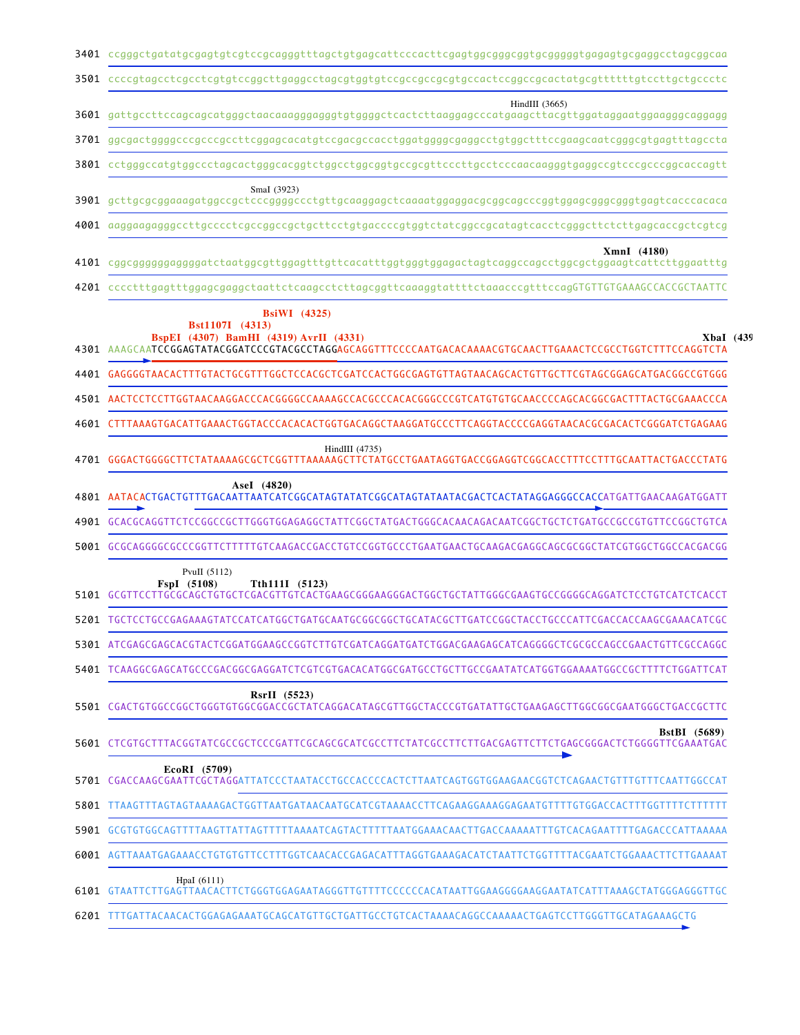```
3401 ccgggctgatatgcgagtgtcgtccgcagggtttagctgtgagcattcccacttcgagtggcgggcggtgcgggggtgagagtgcgaggcctagcggcaa

3501 ccccgtagcctcgcctcgtgtccggcttgaggcctagcgtggtgtccgccgccgcgtgccactccggccgcactatgcgtttttttgtccttgctgccctc

                                                                                  HindIII (3665)
3601 gattgccttccagcagcatgggctaacaaagggagggtgtggggctcactcttaaggagcccatgaagcttacgttggataggaatggaagggcaggagg

3701 ggcgactggggcccgcccgccttcggagcacatgtccgacgccacctggatggggcgaggcctgtggctttccgaagcaatcgggcgtgagtttagccta

3801 cctgggccatgtggccctagcactgggcacggtctggcctggcggtgccgcgttcccttgcctcccaacaagggtgaggccgtcccgcccggcaccagtt

                                      SmaI (3923)
3901 gcttgcgcggaaagatggccgctcccggggccctgttgcaaggagctcaaaatggaggacgcggcagcccggtggagcgggcgggtgagtcacccacaca

4001 aaggaagagggccttgcccctcgccggccgctgcttcctgtgaccccgtggtctatcggccgcatagtcacctcgggcttctcttgagcaccgctcgtcg

                                                                                         XmnI   (4180)
4101 cggcggggggaggggatctaatggcgttggagtttgttcacatttggtgggtggagactagtcaggccagcctggcgctggaagtcattcttggaatttg

4201 cccctttgagtttggagcgaggctaattctcaagcctcttagcggttcaaaggtattttctaaacccgtttccagGTGTTGTGAAAGCCACCGCTAATTC

                                        BsiWI   (4325)
                           Bst1107I   (4313)
                     BspEI   (4307)  BamHI  (4319) AvrII  (4331)                                          XbaI  (439
4301 AAAGCAATCCGGAGTATACGGATCCCGTACGCCTAGGAGCAGGTTTCCCCAATGACACAAAACGTGCAACTTGAAACTCCGCCTGGTCTTTCCAGGTCTA

4401 GAGGGGTAACACTTTGTACTGCGTTTGGCTCCACGCTCGATCCACTGGCGAGTGTTAGTAACAGCACTGTTGCTTCGTAGCGGAGCATGACGGCCGTGGG

4501 AACTCCTCCTTGGTAACAAGGACCCACGGGGCCAAAAGCCACGCCCACACGGGCCCGTCATGTGTGCAACCCCAGCACGGCGACTTTACTGCGAAACCCA

4601 CTTTAAAGTGACATTGAAACTGGTACCCACACACTGGTGACAGGCTAAGGATGCCCTTCAGGTACCCCGAGGTAACACGCGACACTCGGGATCTGAGAAG

                                                 HindIII (4735)
4701 GGGACTGGGGCTTCTATAAAAGCGCTCGGTTTAAAAAGCTTCTATGCCTGAATAGGTGACCGGAGGTCGGCACCTTTCCTTTGCAATTACTGACCCTATG

                                  AseI   (4820)
4801 AATACACTGACTGTTTGACAATTAATCATCGGCATAGTATATCGGCATAGTATAATACGACTCACTATAGGAGGGCCACCATGATTGAACAAGATGGATT

4901 GCACGCAGGTTCTCCGGCCGCTTGGGTGGAGAGGCTATTCGGCTATGACTGGGCACAACAGACAATCGGCTGCTCTGATGCCGCCGTGTTCCGGCTGTCA

5001 GCGCAGGGGCGCCCGGTTCTTTTTGTCAAGACCGACCTGTCCGGTGCCCTGAATGAACTGCAAGACGAGGCAGCGCGGCTATCGTGGCTGGCCACGACGG

                         PvuII (5112)
                     FspI   (5108)         Tth111I   (5123)
5101 GCGTTCCTTGCGCAGCTGTGCTCGACGTTGTCACTGAAGCGGGAAGGGACTGGCTGCTATTGGGCGAAGTGCCGGGGCAGGATCTCCTGTCATCTCACCT

5201 TGCTCCTGCCGAGAAAGTATCCATCATGGCTGATGCAATGCGGCGGCTGCATACGCTTGATCCGGCTACCTGCCCATTCGACCACCAAGCGAAACATCGC

5301 ATCGAGCGAGCACGTACTCGGATGGAAGCCGGTCTTGTCGATCAGGATGATCTGGACGAAGAGCATCAGGGGCTCGCGCCAGCCGAACTGTTCGCCAGGC

5401 TCAAGGCGAGCATGCCCGACGGCGAGGATCTCGTCGTGACACATGGCGATGCCTGCTTGCCGAATATCATGGTGGAAAATGGCCGCTTTTCTGGATTCAT

                                      RsrII   (5523)
5501 CGACTGTGGCCGGCTGGGTGTGGCGGACCGCTATCAGGACATAGCGTTGGCTACCCGTGATATTGCTGAAGAGCTTGGCGGCGAATGGGCTGACCGCTTC

                                                                                               BstBI   (5689)
5601 CTCGTGCTTTACGGTATCGCCGCTCCCGATTCGCAGCGCATCGCCTTCTATCGCCTTCTTGACGAGTTCTTCTGAGCGGGACTCTGGGGTTCGAAATGAC

                       EcoRI   (5709)
5701 CGACCAAGCGAATTCGCTAGGATTATCCCTAATACCTGCCACCCCACTCTTAATCAGTGGTGGAAGAACGGTCTCAGAACTGTTTGTTTCAATTGGCCAT

5801 TTAAGTTTAGTAGTAAAAGACTGGTTAATGATAACAATGCATCGTAAAACCTTCAGAAGGAAAGGAGAATGTTTTGTGGACCACTTTGGTTTTCTTTTTT

5901 GCGTGTGGCAGTTTTAAGTTATTAGTTTTTAAAATCAGTACTTTTTAATGGAAACAACTTGACCAAAAATTTGTCACAGAATTTTGAGACCCATTAAAAA

6001 AGTTAAATGAGAAACCTGTGTGTTCCTTTGGTCAACACCGAGACATTTAGGTGAAAGACATCTAATTCTGGTTTTACGAATCTGGAAACTTCTTGAAAAT

                         HpaI (6111)
6101 GTAATTCTTGAGTTAACACTTCTGGGTGGAGAATAGGGTTGTTTTCCCCCCACATAATTGGAAGGGGAAGGAATATCATTTAAAGCTATGGGAGGGTTGC

6201 TTTGATTACAACACTGGAGAGAAATGCAGCATGTTGCTGATTGCCTGTCACTAAAACAGGCCAAAAACTGAGTCCTTGGGTTGCATAGAAAGCTG
```